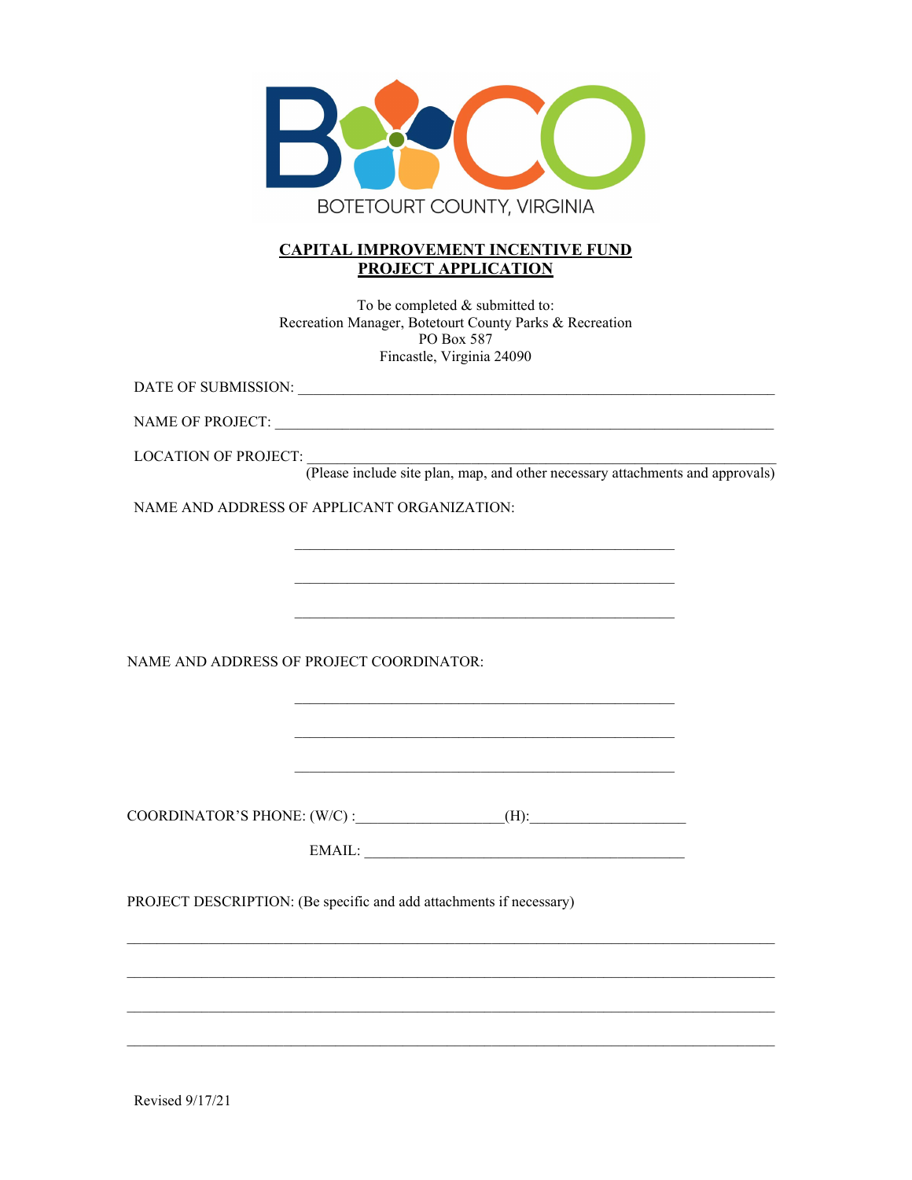BOTETOURT COUNTY, VIRGINIA

# CAPITAL IMPROVEMENT INCENTIVE FUND PROJECT APPLICATION

To be completed & submitted to:
Recreation Manager, Botetourt County Parks & Recreation
PO Box 587
Fincastle, Virginia 24090

DATE OF SUBMISSION: ___________________________________________________________________

NAME OF PROJECT: _____________________________________________________________________

LOCATION OF PROJECT: __________________________________________________________________
(Please include site plan, map, and other necessary attachments and approvals)

NAME AND ADDRESS OF APPLICANT ORGANIZATION:

_______________________________________________

_______________________________________________

_______________________________________________

NAME AND ADDRESS OF PROJECT COORDINATOR:

_______________________________________________

_______________________________________________

_______________________________________________

COORDINATOR'S PHONE: (W/C) :___________________(H):____________________

EMAIL: ____________________________________________

PROJECT DESCRIPTION: (Be specific and add attachments if necessary)

_______________________________________________________________________________________

_______________________________________________________________________________________

_______________________________________________________________________________________

_______________________________________________________________________________________

Revised 9/17/21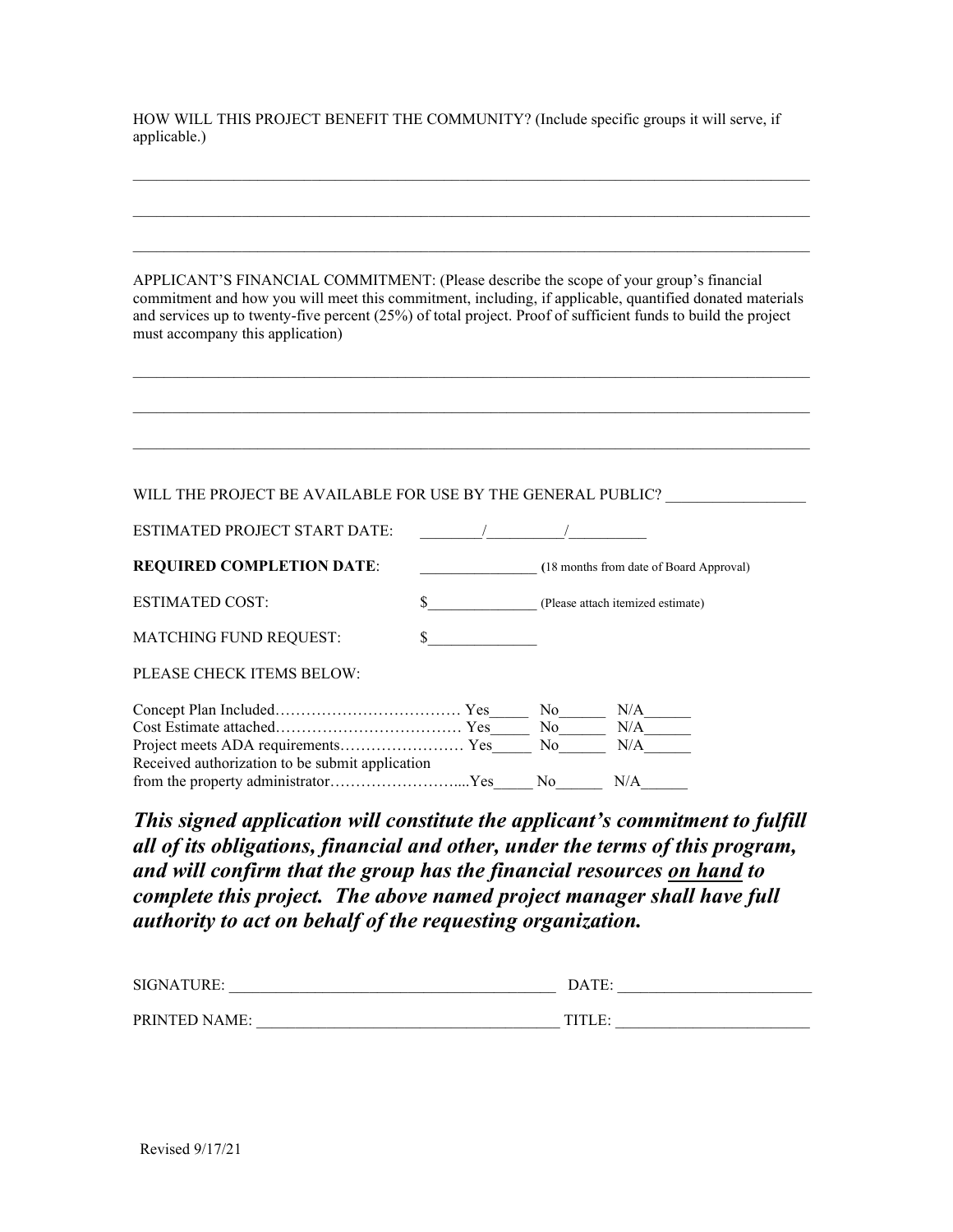HOW WILL THIS PROJECT BENEFIT THE COMMUNITY? (Include specific groups it will serve, if applicable.)

\_\_\_\_\_\_\_\_\_\_\_\_\_\_\_\_\_\_\_\_\_\_\_\_\_\_\_\_\_\_\_\_\_\_\_\_\_\_\_\_\_\_\_\_\_\_\_\_\_\_\_\_\_\_\_\_\_\_\_\_\_\_\_\_\_\_\_\_\_\_\_\_\_\_\_\_

\_\_\_\_\_\_\_\_\_\_\_\_\_\_\_\_\_\_\_\_\_\_\_\_\_\_\_\_\_\_\_\_\_\_\_\_\_\_\_\_\_\_\_\_\_\_\_\_\_\_\_\_\_\_\_\_\_\_\_\_\_\_\_\_\_\_\_\_\_\_\_\_\_\_\_\_

\_\_\_\_\_\_\_\_\_\_\_\_\_\_\_\_\_\_\_\_\_\_\_\_\_\_\_\_\_\_\_\_\_\_\_\_\_\_\_\_\_\_\_\_\_\_\_\_\_\_\_\_\_\_\_\_\_\_\_\_\_\_\_\_\_\_\_\_\_\_\_\_\_\_\_\_

APPLICANT'S FINANCIAL COMMITMENT: (Please describe the scope of your group's financial commitment and how you will meet this commitment, including, if applicable, quantified donated materials and services up to twenty-five percent (25%) of total project. Proof of sufficient funds to build the project must accompany this application)

\_\_\_\_\_\_\_\_\_\_\_\_\_\_\_\_\_\_\_\_\_\_\_\_\_\_\_\_\_\_\_\_\_\_\_\_\_\_\_\_\_\_\_\_\_\_\_\_\_\_\_\_\_\_\_\_\_\_\_\_\_\_\_\_\_\_\_\_\_\_\_\_\_\_\_\_

\_\_\_\_\_\_\_\_\_\_\_\_\_\_\_\_\_\_\_\_\_\_\_\_\_\_\_\_\_\_\_\_\_\_\_\_\_\_\_\_\_\_\_\_\_\_\_\_\_\_\_\_\_\_\_\_\_\_\_\_\_\_\_\_\_\_\_\_\_\_\_\_\_\_\_\_

\_\_\_\_\_\_\_\_\_\_\_\_\_\_\_\_\_\_\_\_\_\_\_\_\_\_\_\_\_\_\_\_\_\_\_\_\_\_\_\_\_\_\_\_\_\_\_\_\_\_\_\_\_\_\_\_\_\_\_\_\_\_\_\_\_\_\_\_\_\_\_\_\_\_\_\_

WILL THE PROJECT BE AVAILABLE FOR USE BY THE GENERAL PUBLIC? \_\_\_\_\_\_\_\_\_\_\_\_\_\_\_\_\_\_

ESTIMATED PROJECT START DATE: \_\_\_\_\_\_\_\_/\_\_\_\_\_\_\_\_\_\_/\_\_\_\_\_\_\_\_\_\_

**REQUIRED COMPLETION DATE**: \_\_\_\_\_\_\_\_\_\_\_\_\_\_\_\_ (18 months from date of Board Approval)

ESTIMATED COST: $\_\_\_\_\_\_\_\_\_\_\_\_\_\_\_ (Please attach itemized estimate)

MATCHING FUND REQUEST: $\_\_\_\_\_\_\_\_\_\_\_\_\_\_

PLEASE CHECK ITEMS BELOW:

Concept Plan Included……………………………… Yes\_\_\_\_\_ No\_\_\_\_\_\_ N/A\_\_\_\_\_\_
Cost Estimate attached……………………………… Yes\_\_\_\_\_ No\_\_\_\_\_\_ N/A\_\_\_\_\_\_
Project meets ADA requirements…………………… Yes\_\_\_\_\_ No\_\_\_\_\_\_ N/A\_\_\_\_\_\_
Received authorization to be submit application
from the property administrator……………………....Yes\_\_\_\_\_ No\_\_\_\_\_\_ N/A\_\_\_\_\_\_

***This signed application will constitute the applicant's commitment to fulfill all of its obligations, financial and other, under the terms of this program, and will confirm that the group has the financial resources <u>on hand</u> to complete this project. The above named project manager shall have full authority to act on behalf of the requesting organization.***

SIGNATURE: \_\_\_\_\_\_\_\_\_\_\_\_\_\_\_\_\_\_\_\_\_\_\_\_\_\_\_\_\_\_\_\_\_\_\_\_\_\_\_\_\_\_ DATE: \_\_\_\_\_\_\_\_\_\_\_\_\_\_\_\_\_\_\_\_\_\_\_\_\_

PRINTED NAME: \_\_\_\_\_\_\_\_\_\_\_\_\_\_\_\_\_\_\_\_\_\_\_\_\_\_\_\_\_\_\_\_\_\_\_\_\_\_\_ TITLE: \_\_\_\_\_\_\_\_\_\_\_\_\_\_\_\_\_\_\_\_\_\_\_\_\_

Revised 9/17/21